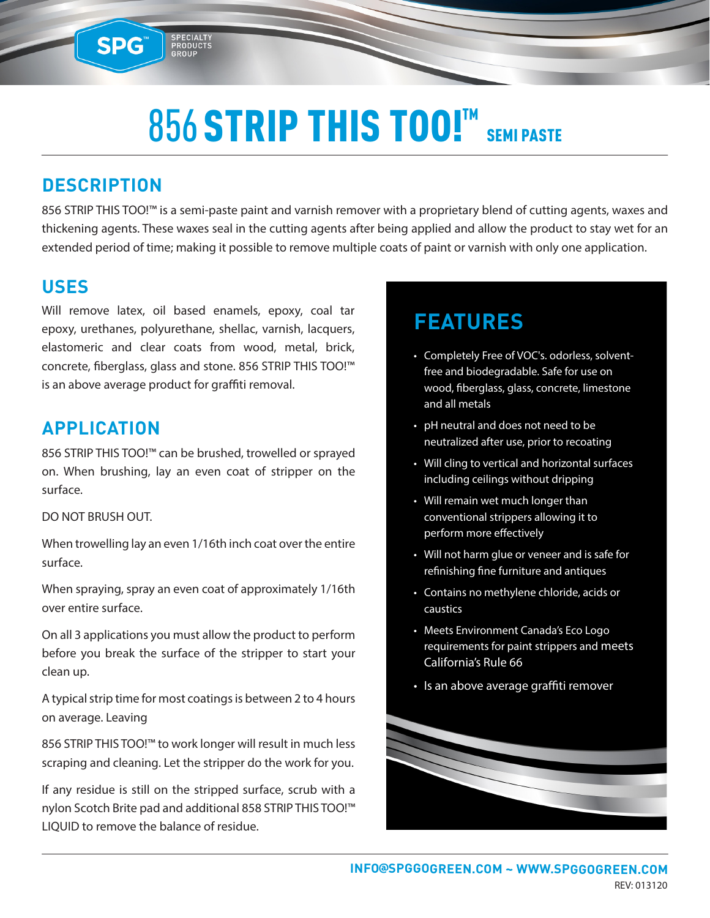# 856 STRIP THIS TOO!™ SEMI PASTE

## DESCRIPTION

856 STRIP THIS TOO!™ is a semi-paste paint and varnish remover with a proprietary blend of cutting agents, waxes and thickening agents. These waxes seal in the cutting agents after being applied and allow the product to stay wet for an extended period of time; making it possible to remove multiple coats of paint or varnish with only one application.

## USES

Will remove latex, oil based enamels, epoxy, coal tar epoxy, urethanes, polyurethane, shellac, varnish, lacquers, elastomeric and clear coats from wood, metal, brick, concrete, fiberglass, glass and stone. 856 STRIP THIS TOO!™ is an above average product for graffiti removal.

## APPLICATION

856 STRIP THIS TOO!™ can be brushed, trowelled or sprayed on. When brushing, lay an even coat of stripper on the surface.

DO NOT BRUSH OUT.

When trowelling lay an even 1/16th inch coat over the entire surface.

When spraying, spray an even coat of approximately 1/16th over entire surface.

On all 3 applications you must allow the product to perform before you break the surface of the stripper to start your clean up.

A typical strip time for most coatings is between 2 to 4 hours on average. Leaving

856 STRIP THIS TOO!™ to work longer will result in much less scraping and cleaning. Let the stripper do the work for you.

If any residue is still on the stripped surface, scrub with a nylon Scotch Brite pad and additional 858 STRIP THIS TOO!™ LIQUID to remove the balance of residue.

## FEATURES

- Completely Free of VOC's. odorless, solvent-free and biodegradable. Safe for use on wood, fiberglass, glass, concrete, limestone and all metals
- pH neutral and does not need to be neutralized after use, prior to recoating
- Will cling to vertical and horizontal surfaces including ceilings without dripping
- Will remain wet much longer than conventional strippers allowing it to perform more effectively
- Will not harm glue or veneer and is safe for refinishing fine furniture and antiques
- Contains no methylene chloride, acids or caustics
- Meets Environment Canada's Eco Logo requirements for paint strippers and meets California's Rule 66
- Is an above average graffiti remover

INFO@SPGGOGREEN.COM ~ WWW.SPGGOGREEN.COM

REV: 013120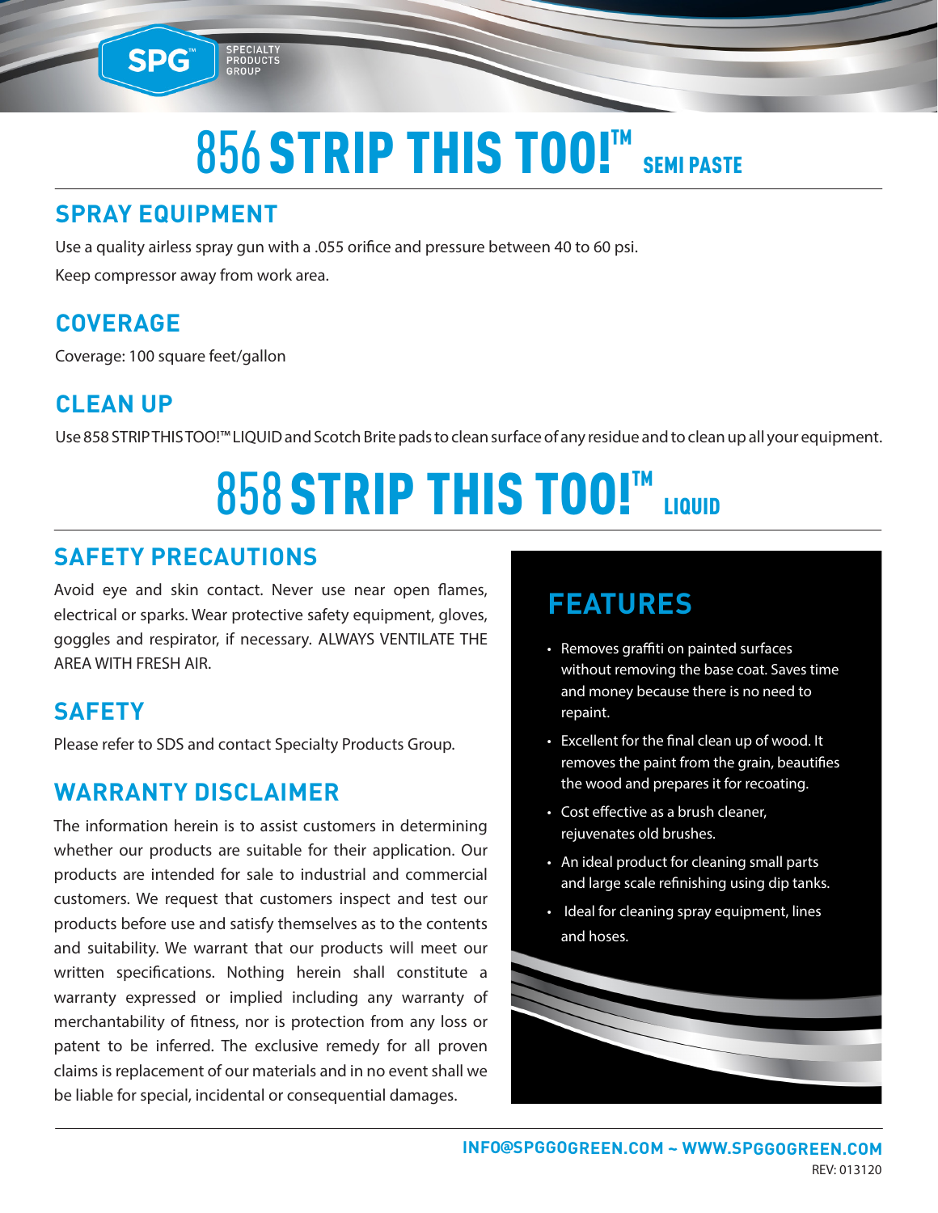# 856 STRIP THIS TOO!™ SEMI PASTE

## SPRAY EQUIPMENT

Use a quality airless spray gun with a .055 orifice and pressure between 40 to 60 psi.

Keep compressor away from work area.

## COVERAGE

Coverage: 100 square feet/gallon

## CLEAN UP

Use 858 STRIP THIS TOO!™ LIQUID and Scotch Brite pads to clean surface of any residue and to clean up all your equipment.

# 858 STRIP THIS TOO!™ LIQUID

## SAFETY PRECAUTIONS

Avoid eye and skin contact. Never use near open flames, electrical or sparks. Wear protective safety equipment, gloves, goggles and respirator, if necessary. ALWAYS VENTILATE THE AREA WITH FRESH AIR.

## SAFETY

Please refer to SDS and contact Specialty Products Group.

## WARRANTY DISCLAIMER

The information herein is to assist customers in determining whether our products are suitable for their application. Our products are intended for sale to industrial and commercial customers. We request that customers inspect and test our products before use and satisfy themselves as to the contents and suitability. We warrant that our products will meet our written specifications. Nothing herein shall constitute a warranty expressed or implied including any warranty of merchantability of fitness, nor is protection from any loss or patent to be inferred. The exclusive remedy for all proven claims is replacement of our materials and in no event shall we be liable for special, incidental or consequential damages.

## FEATURES

- Removes graffiti on painted surfaces without removing the base coat. Saves time and money because there is no need to repaint.
- Excellent for the final clean up of wood. It removes the paint from the grain, beautifies the wood and prepares it for recoating.
- Cost effective as a brush cleaner, rejuvenates old brushes.
- An ideal product for cleaning small parts and large scale refinishing using dip tanks.
- Ideal for cleaning spray equipment, lines and hoses.

INFO@SPGGOGREEN.COM ~ WWW.SPGGOGREEN.COM

REV: 013120